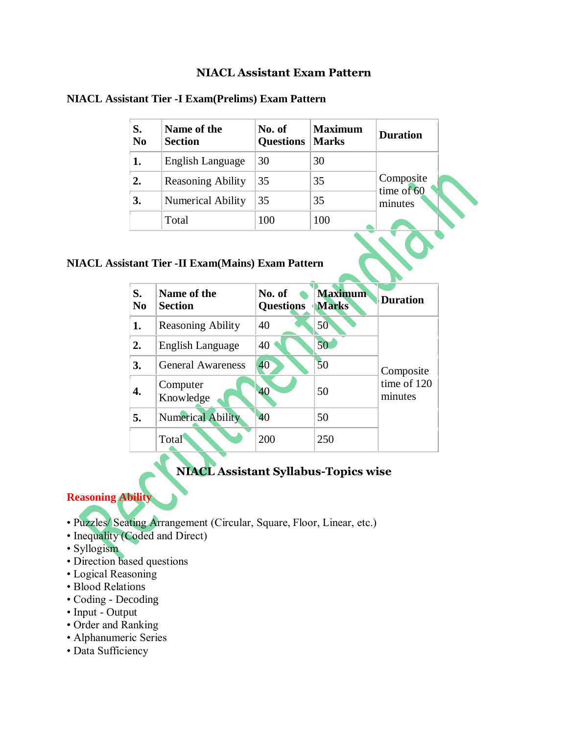# NIACL Assistant Exam Pattern

## NIACL Assistant Tier -I Exam(Prelims) Exam Pattern

| S. No | Name of the Section | No. of Questions | Maximum Marks | Duration |
|---|---|---|---|---|
| 1. | English Language | 30 | 30 | Composite time of 60 minutes |
| 2. | Reasoning Ability | 35 | 35 | |
| 3. | Numerical Ability | 35 | 35 | |
| | Total | 100 | 100 | |

## NIACL Assistant Tier -II Exam(Mains) Exam Pattern

| S. No | Name of the Section | No. of Questions | Maximum Marks | Duration |
|---|---|---|---|---|
| 1. | Reasoning Ability | 40 | 50 | Composite time of 120 minutes |
| 2. | English Language | 40 | 50 | |
| 3. | General Awareness | 40 | 50 | |
| 4. | Computer Knowledge | 40 | 50 | |
| 5. | Numerical Ability | 40 | 50 | |
| | Total | 200 | 250 | |

## NIACL Assistant Syllabus-Topics wise

**Reasoning Ability**

- Puzzles/ Seating Arrangement (Circular, Square, Floor, Linear, etc.)
- Inequality (Coded and Direct)
- Syllogism
- Direction based questions
- Logical Reasoning
- Blood Relations
- Coding - Decoding
- Input - Output
- Order and Ranking
- Alphanumeric Series
- Data Sufficiency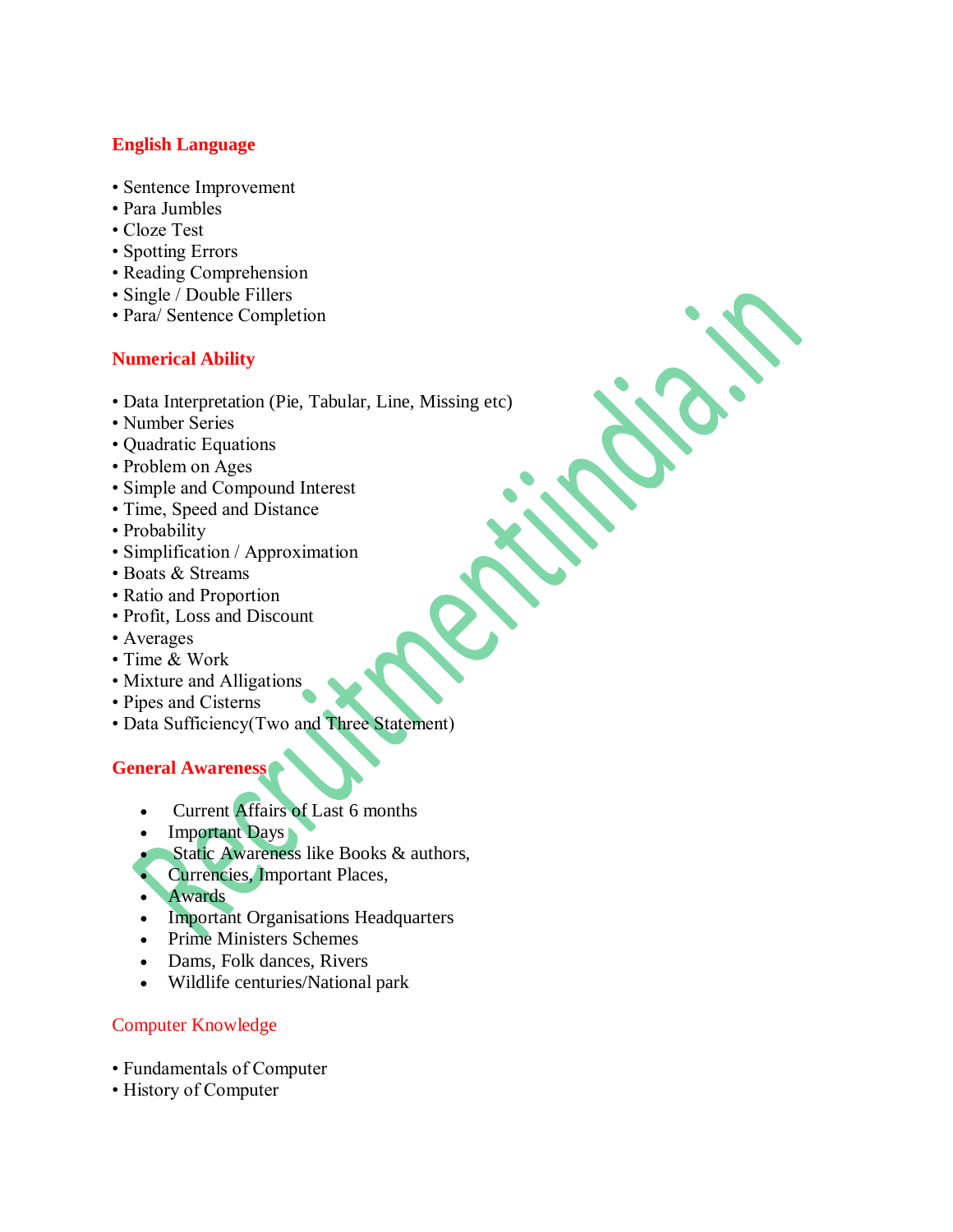## English Language

- Sentence Improvement
- Para Jumbles
- Cloze Test
- Spotting Errors
- Reading Comprehension
- Single / Double Fillers
- Para/ Sentence Completion

## Numerical Ability

- Data Interpretation (Pie, Tabular, Line, Missing etc)
- Number Series
- Quadratic Equations
- Problem on Ages
- Simple and Compound Interest
- Time, Speed and Distance
- Probability
- Simplification / Approximation
- Boats & Streams
- Ratio and Proportion
- Profit, Loss and Discount
- Averages
- Time & Work
- Mixture and Alligations
- Pipes and Cisterns
- Data Sufficiency(Two and Three Statement)

## General Awareness

- Current Affairs of Last 6 months
- Important Days
- Static Awareness like Books & authors,
- Currencies, Important Places,
- Awards
- Important Organisations Headquarters
- Prime Ministers Schemes
- Dams, Folk dances, Rivers
- Wildlife centuries/National park

## Computer Knowledge

- Fundamentals of Computer
- History of Computer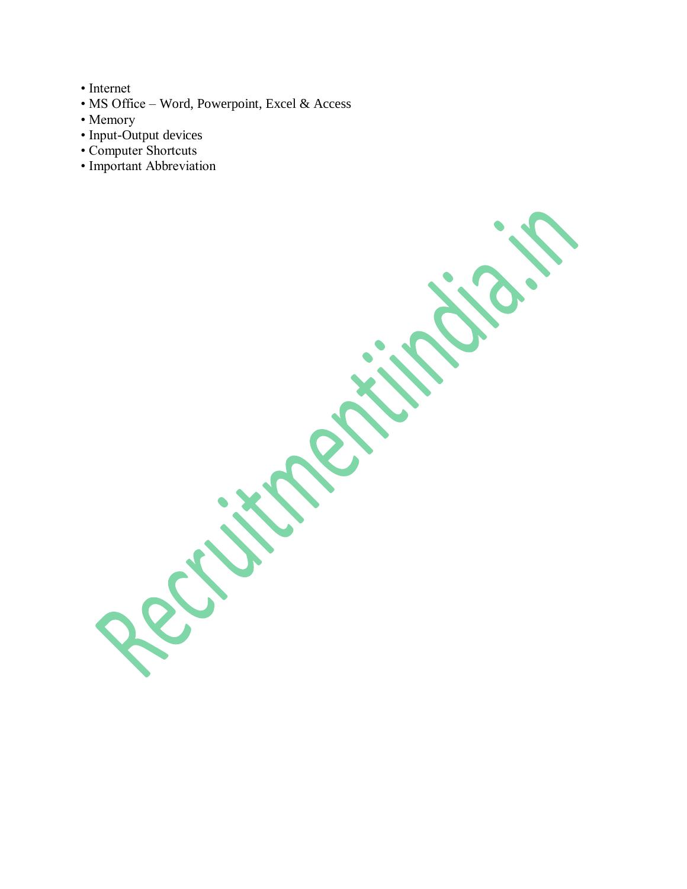- Internet
- MS Office – Word, Powerpoint, Excel & Access
- Memory
- Input-Output devices
- Computer Shortcuts
- Important Abbreviation